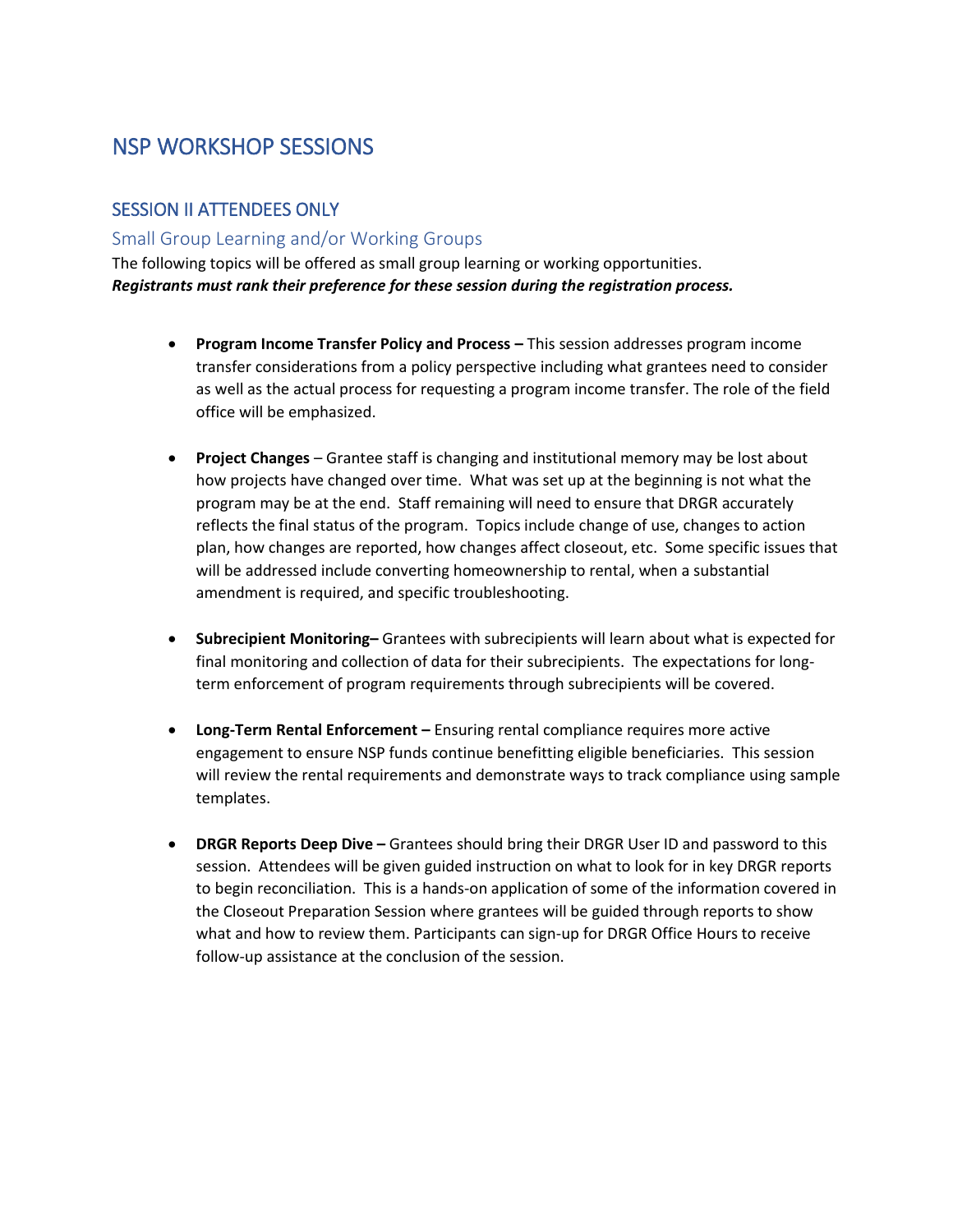# NSP WORKSHOP SESSIONS

## SESSION II ATTENDEES ONLY

### Small Group Learning and/or Working Groups

The following topics will be offered as small group learning or working opportunities.
***Registrants must rank their preference for these session during the registration process.***

- **Program Income Transfer Policy and Process –** This session addresses program income transfer considerations from a policy perspective including what grantees need to consider as well as the actual process for requesting a program income transfer. The role of the field office will be emphasized.

- **Project Changes** – Grantee staff is changing and institutional memory may be lost about how projects have changed over time. What was set up at the beginning is not what the program may be at the end. Staff remaining will need to ensure that DRGR accurately reflects the final status of the program. Topics include change of use, changes to action plan, how changes are reported, how changes affect closeout, etc. Some specific issues that will be addressed include converting homeownership to rental, when a substantial amendment is required, and specific troubleshooting.

- **Subrecipient Monitoring–** Grantees with subrecipients will learn about what is expected for final monitoring and collection of data for their subrecipients. The expectations for long-term enforcement of program requirements through subrecipients will be covered.

- **Long-Term Rental Enforcement –** Ensuring rental compliance requires more active engagement to ensure NSP funds continue benefitting eligible beneficiaries. This session will review the rental requirements and demonstrate ways to track compliance using sample templates.

- **DRGR Reports Deep Dive –** Grantees should bring their DRGR User ID and password to this session. Attendees will be given guided instruction on what to look for in key DRGR reports to begin reconciliation. This is a hands-on application of some of the information covered in the Closeout Preparation Session where grantees will be guided through reports to show what and how to review them. Participants can sign-up for DRGR Office Hours to receive follow-up assistance at the conclusion of the session.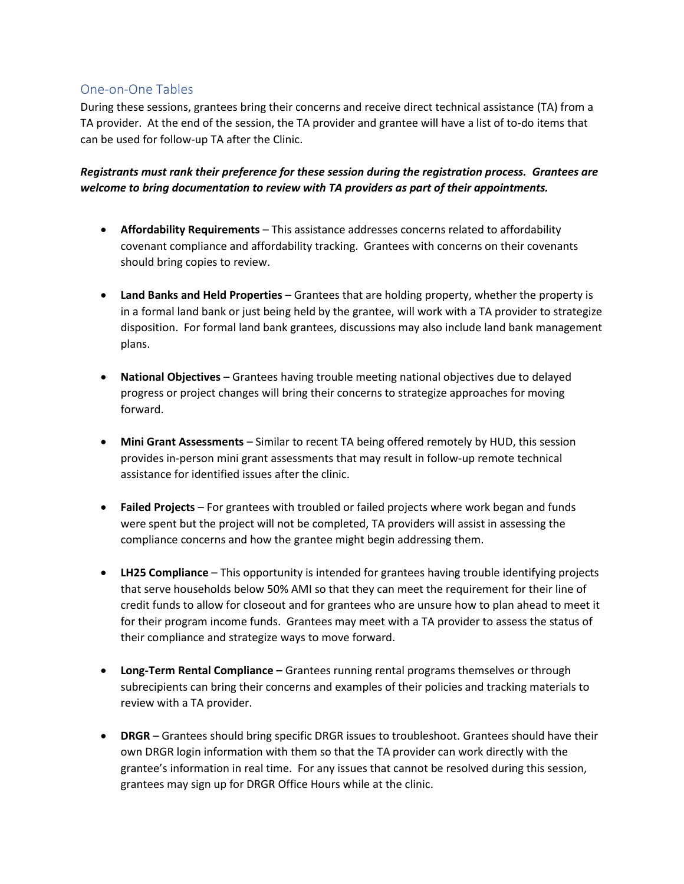## One-on-One Tables

During these sessions, grantees bring their concerns and receive direct technical assistance (TA) from a TA provider. At the end of the session, the TA provider and grantee will have a list of to-do items that can be used for follow-up TA after the Clinic.

***Registrants must rank their preference for these session during the registration process. Grantees are welcome to bring documentation to review with TA providers as part of their appointments.***

- **Affordability Requirements** – This assistance addresses concerns related to affordability covenant compliance and affordability tracking. Grantees with concerns on their covenants should bring copies to review.
- **Land Banks and Held Properties** – Grantees that are holding property, whether the property is in a formal land bank or just being held by the grantee, will work with a TA provider to strategize disposition. For formal land bank grantees, discussions may also include land bank management plans.
- **National Objectives** – Grantees having trouble meeting national objectives due to delayed progress or project changes will bring their concerns to strategize approaches for moving forward.
- **Mini Grant Assessments** – Similar to recent TA being offered remotely by HUD, this session provides in-person mini grant assessments that may result in follow-up remote technical assistance for identified issues after the clinic.
- **Failed Projects** – For grantees with troubled or failed projects where work began and funds were spent but the project will not be completed, TA providers will assist in assessing the compliance concerns and how the grantee might begin addressing them.
- **LH25 Compliance** – This opportunity is intended for grantees having trouble identifying projects that serve households below 50% AMI so that they can meet the requirement for their line of credit funds to allow for closeout and for grantees who are unsure how to plan ahead to meet it for their program income funds. Grantees may meet with a TA provider to assess the status of their compliance and strategize ways to move forward.
- **Long-Term Rental Compliance –** Grantees running rental programs themselves or through subrecipients can bring their concerns and examples of their policies and tracking materials to review with a TA provider.
- **DRGR** – Grantees should bring specific DRGR issues to troubleshoot. Grantees should have their own DRGR login information with them so that the TA provider can work directly with the grantee's information in real time. For any issues that cannot be resolved during this session, grantees may sign up for DRGR Office Hours while at the clinic.